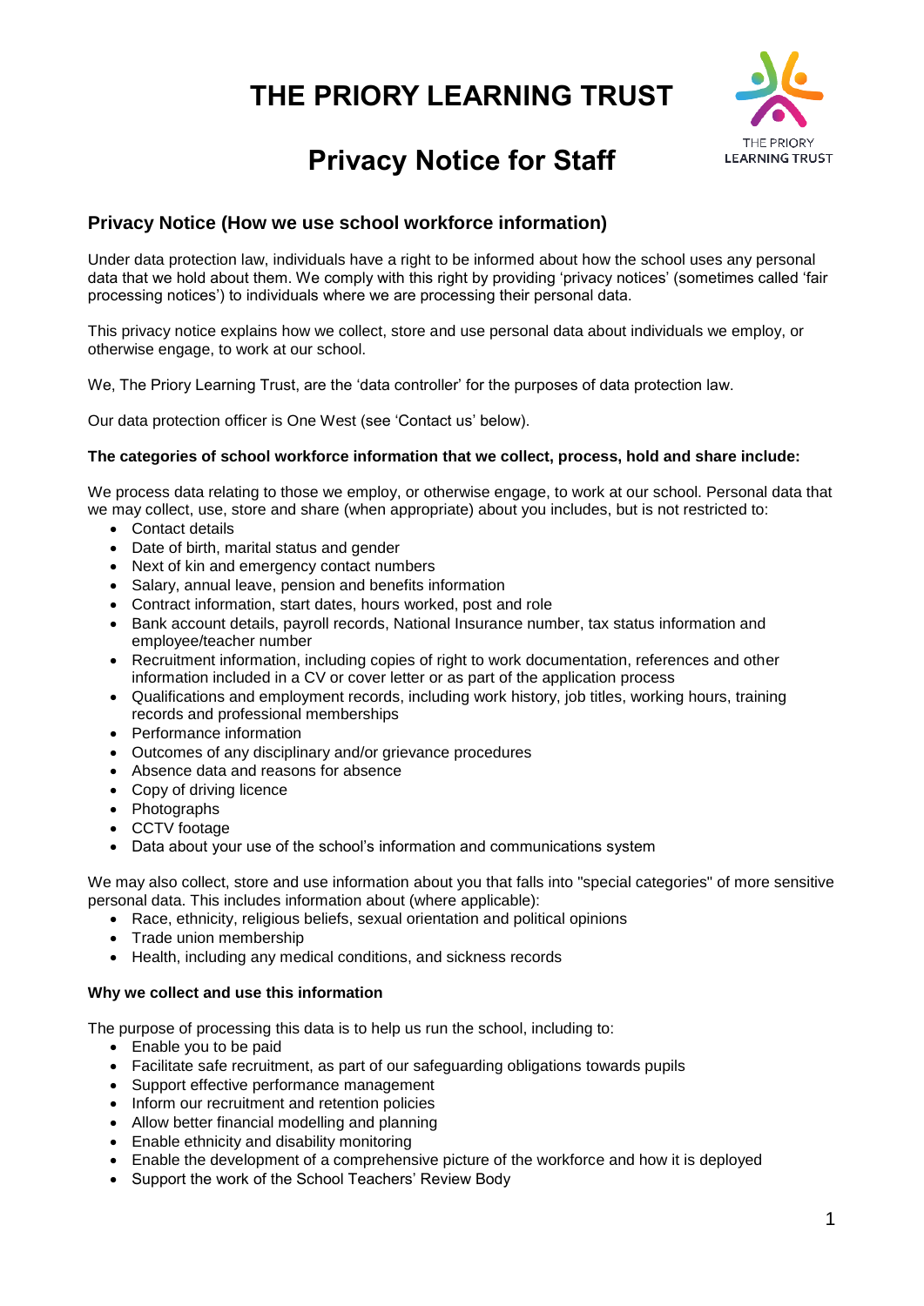# THE PRIORY LEARNING TRUST

# Privacy Notice for Staff

## Privacy Notice (How we use school workforce information)

Under data protection law, individuals have a right to be informed about how the school uses any personal data that we hold about them. We comply with this right by providing 'privacy notices' (sometimes called 'fair processing notices') to individuals where we are processing their personal data.

This privacy notice explains how we collect, store and use personal data about individuals we employ, or otherwise engage, to work at our school.

We, The Priory Learning Trust, are the 'data controller' for the purposes of data protection law.

Our data protection officer is One West (see 'Contact us' below).

**The categories of school workforce information that we collect, process, hold and share include:**

We process data relating to those we employ, or otherwise engage, to work at our school. Personal data that we may collect, use, store and share (when appropriate) about you includes, but is not restricted to:

- Contact details
- Date of birth, marital status and gender
- Next of kin and emergency contact numbers
- Salary, annual leave, pension and benefits information
- Contract information, start dates, hours worked, post and role
- Bank account details, payroll records, National Insurance number, tax status information and employee/teacher number
- Recruitment information, including copies of right to work documentation, references and other information included in a CV or cover letter or as part of the application process
- Qualifications and employment records, including work history, job titles, working hours, training records and professional memberships
- Performance information
- Outcomes of any disciplinary and/or grievance procedures
- Absence data and reasons for absence
- Copy of driving licence
- Photographs
- CCTV footage
- Data about your use of the school's information and communications system

We may also collect, store and use information about you that falls into "special categories" of more sensitive personal data. This includes information about (where applicable):

- Race, ethnicity, religious beliefs, sexual orientation and political opinions
- Trade union membership
- Health, including any medical conditions, and sickness records

**Why we collect and use this information**

The purpose of processing this data is to help us run the school, including to:

- Enable you to be paid
- Facilitate safe recruitment, as part of our safeguarding obligations towards pupils
- Support effective performance management
- Inform our recruitment and retention policies
- Allow better financial modelling and planning
- Enable ethnicity and disability monitoring
- Enable the development of a comprehensive picture of the workforce and how it is deployed
- Support the work of the School Teachers' Review Body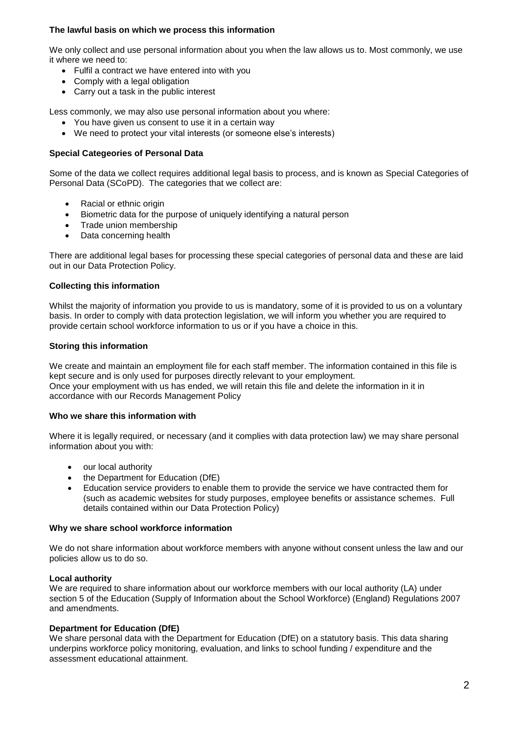**The lawful basis on which we process this information**

We only collect and use personal information about you when the law allows us to. Most commonly, we use it where we need to:

- Fulfil a contract we have entered into with you
- Comply with a legal obligation
- Carry out a task in the public interest

Less commonly, we may also use personal information about you where:

- You have given us consent to use it in a certain way
- We need to protect your vital interests (or someone else's interests)

**Special Categeories of Personal Data**

Some of the data we collect requires additional legal basis to process, and is known as Special Categories of Personal Data (SCoPD). The categories that we collect are:

- Racial or ethnic origin
- Biometric data for the purpose of uniquely identifying a natural person
- Trade union membership
- Data concerning health

There are additional legal bases for processing these special categories of personal data and these are laid out in our Data Protection Policy.

**Collecting this information**

Whilst the majority of information you provide to us is mandatory, some of it is provided to us on a voluntary basis. In order to comply with data protection legislation, we will inform you whether you are required to provide certain school workforce information to us or if you have a choice in this.

**Storing this information**

We create and maintain an employment file for each staff member. The information contained in this file is kept secure and is only used for purposes directly relevant to your employment.
Once your employment with us has ended, we will retain this file and delete the information in it in accordance with our Records Management Policy

**Who we share this information with**

Where it is legally required, or necessary (and it complies with data protection law) we may share personal information about you with:

- our local authority
- the Department for Education (DfE)
- Education service providers to enable them to provide the service we have contracted them for (such as academic websites for study purposes, employee benefits or assistance schemes. Full details contained within our Data Protection Policy)

**Why we share school workforce information**

We do not share information about workforce members with anyone without consent unless the law and our policies allow us to do so.

**Local authority**
We are required to share information about our workforce members with our local authority (LA) under section 5 of the Education (Supply of Information about the School Workforce) (England) Regulations 2007 and amendments.

**Department for Education (DfE)**
We share personal data with the Department for Education (DfE) on a statutory basis. This data sharing underpins workforce policy monitoring, evaluation, and links to school funding / expenditure and the assessment educational attainment.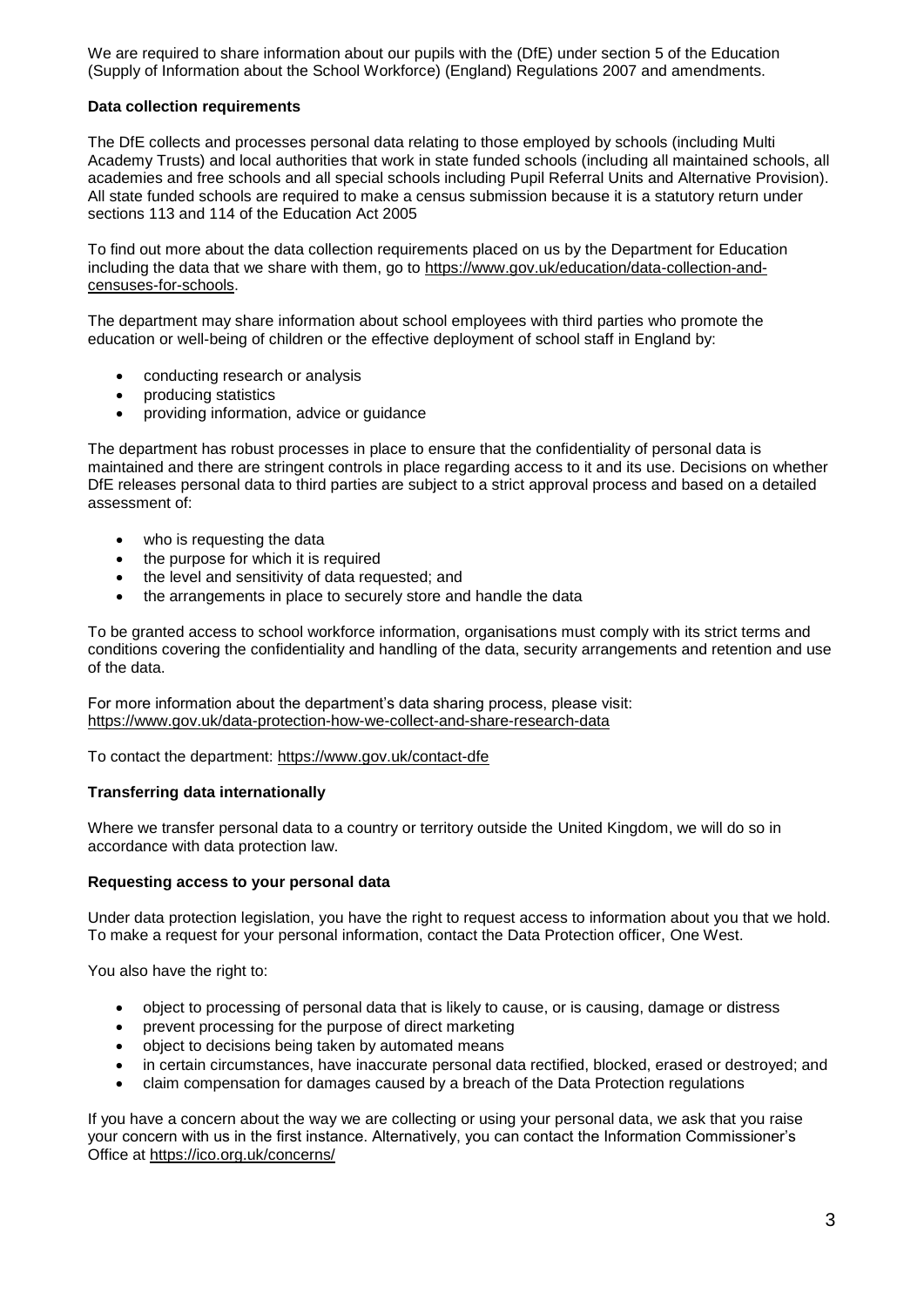We are required to share information about our pupils with the (DfE) under section 5 of the Education (Supply of Information about the School Workforce) (England) Regulations 2007 and amendments.

**Data collection requirements**

The DfE collects and processes personal data relating to those employed by schools (including Multi Academy Trusts) and local authorities that work in state funded schools (including all maintained schools, all academies and free schools and all special schools including Pupil Referral Units and Alternative Provision). All state funded schools are required to make a census submission because it is a statutory return under sections 113 and 114 of the Education Act 2005

To find out more about the data collection requirements placed on us by the Department for Education including the data that we share with them, go to https://www.gov.uk/education/data-collection-and-censuses-for-schools.

The department may share information about school employees with third parties who promote the education or well-being of children or the effective deployment of school staff in England by:

- conducting research or analysis
- producing statistics
- providing information, advice or guidance

The department has robust processes in place to ensure that the confidentiality of personal data is maintained and there are stringent controls in place regarding access to it and its use. Decisions on whether DfE releases personal data to third parties are subject to a strict approval process and based on a detailed assessment of:

- who is requesting the data
- the purpose for which it is required
- the level and sensitivity of data requested; and
- the arrangements in place to securely store and handle the data

To be granted access to school workforce information, organisations must comply with its strict terms and conditions covering the confidentiality and handling of the data, security arrangements and retention and use of the data.

For more information about the department's data sharing process, please visit: https://www.gov.uk/data-protection-how-we-collect-and-share-research-data

To contact the department: https://www.gov.uk/contact-dfe

**Transferring data internationally**

Where we transfer personal data to a country or territory outside the United Kingdom, we will do so in accordance with data protection law.

**Requesting access to your personal data**

Under data protection legislation, you have the right to request access to information about you that we hold. To make a request for your personal information, contact the Data Protection officer, One West.

You also have the right to:

- object to processing of personal data that is likely to cause, or is causing, damage or distress
- prevent processing for the purpose of direct marketing
- object to decisions being taken by automated means
- in certain circumstances, have inaccurate personal data rectified, blocked, erased or destroyed; and
- claim compensation for damages caused by a breach of the Data Protection regulations

If you have a concern about the way we are collecting or using your personal data, we ask that you raise your concern with us in the first instance. Alternatively, you can contact the Information Commissioner's Office at https://ico.org.uk/concerns/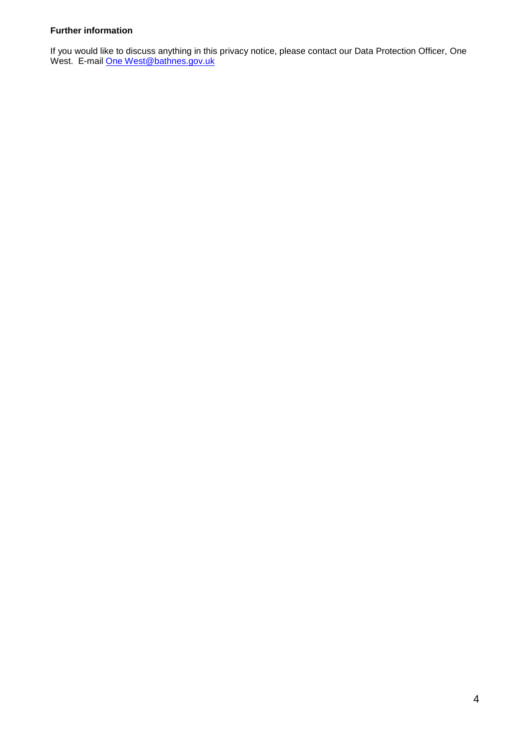**Further information**

If you would like to discuss anything in this privacy notice, please contact our Data Protection Officer, One West. E-mail One West@bathnes.gov.uk